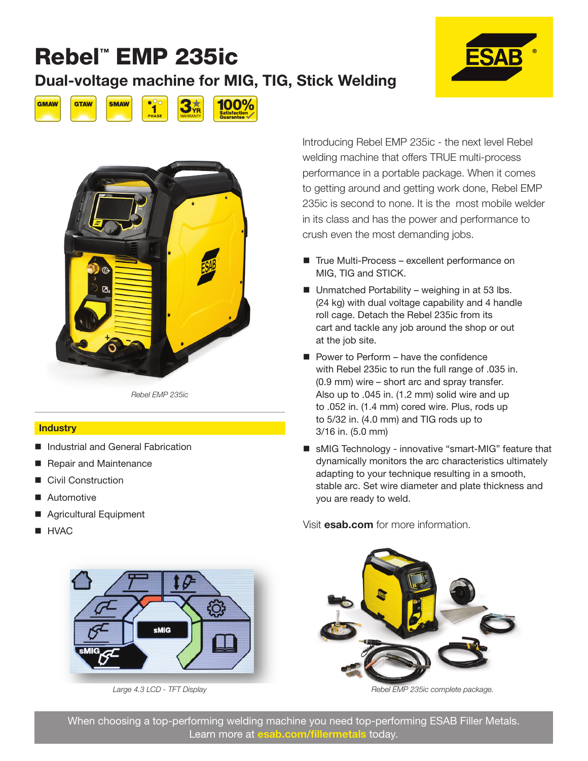# Rebel™ EMP 235ic

## Dual-voltage machine for MIG, TIG, Stick Welding

GMAW | GTAW | SMAW | 1 PHASE | 3 YR WARRANTY | 100% Satisfaction Guarantee

*Rebel EMP 235ic*

### Industry

- Industrial and General Fabrication
- Repair and Maintenance
- Civil Construction
- Automotive
- Agricultural Equipment
- HVAC

Introducing Rebel EMP 235ic - the next level Rebel welding machine that offers TRUE multi-process performance in a portable package. When it comes to getting around and getting work done, Rebel EMP 235ic is second to none. It is the most mobile welder in its class and has the power and performance to crush even the most demanding jobs.

- True Multi-Process – excellent performance on MIG, TIG and STICK.
- Unmatched Portability – weighing in at 53 lbs. (24 kg) with dual voltage capability and 4 handle roll cage. Detach the Rebel 235ic from its cart and tackle any job around the shop or out at the job site.
- Power to Perform – have the confidence with Rebel 235ic to run the full range of .035 in. (0.9 mm) wire – short arc and spray transfer. Also up to .045 in. (1.2 mm) solid wire and up to .052 in. (1.4 mm) cored wire. Plus, rods up to 5/32 in. (4.0 mm) and TIG rods up to 3/16 in. (5.0 mm)
- sMIG Technology - innovative "smart-MIG" feature that dynamically monitors the arc characteristics ultimately adapting to your technique resulting in a smooth, stable arc. Set wire diameter and plate thickness and you are ready to weld.

Visit **esab.com** for more information.

*Large 4.3 LCD - TFT Display*

*Rebel EMP 235ic complete package.*

When choosing a top-performing welding machine you need top-performing ESAB Filler Metals. Learn more at **esab.com/fillermetals** today.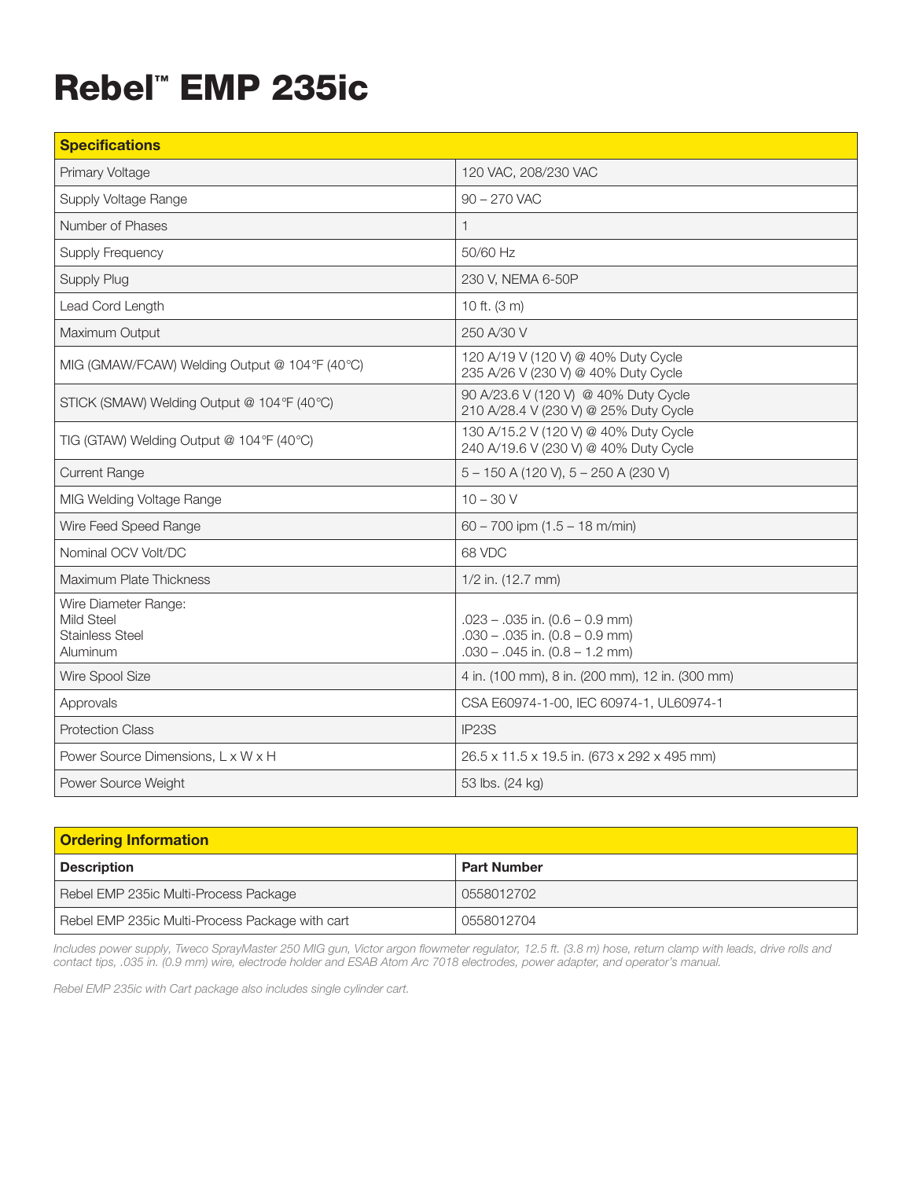# Rebel™ EMP 235ic

| Specifications | |
|---|---|
| Primary Voltage | 120 VAC, 208/230 VAC |
| Supply Voltage Range | 90 – 270 VAC |
| Number of Phases | 1 |
| Supply Frequency | 50/60 Hz |
| Supply Plug | 230 V, NEMA 6-50P |
| Lead Cord Length | 10 ft. (3 m) |
| Maximum Output | 250 A/30 V |
| MIG (GMAW/FCAW) Welding Output @ 104°F (40°C) | 120 A/19 V (120 V) @ 40% Duty Cycle<br>235 A/26 V (230 V) @ 40% Duty Cycle |
| STICK (SMAW) Welding Output @ 104°F (40°C) | 90 A/23.6 V (120 V) @ 40% Duty Cycle<br>210 A/28.4 V (230 V) @ 25% Duty Cycle |
| TIG (GTAW) Welding Output @ 104°F (40°C) | 130 A/15.2 V (120 V) @ 40% Duty Cycle<br>240 A/19.6 V (230 V) @ 40% Duty Cycle |
| Current Range | 5 – 150 A (120 V), 5 – 250 A (230 V) |
| MIG Welding Voltage Range | 10 – 30 V |
| Wire Feed Speed Range | 60 – 700 ipm (1.5 – 18 m/min) |
| Nominal OCV Volt/DC | 68 VDC |
| Maximum Plate Thickness | 1/2 in. (12.7 mm) |
| Wire Diameter Range:<br>Mild Steel<br>Stainless Steel<br>Aluminum | <br>.023 – .035 in. (0.6 – 0.9 mm)<br>.030 – .035 in. (0.8 – 0.9 mm)<br>.030 – .045 in. (0.8 – 1.2 mm) |
| Wire Spool Size | 4 in. (100 mm), 8 in. (200 mm), 12 in. (300 mm) |
| Approvals | CSA E60974-1-00, IEC 60974-1, UL60974-1 |
| Protection Class | IP23S |
| Power Source Dimensions, L x W x H | 26.5 x 11.5 x 19.5 in. (673 x 292 x 495 mm) |
| Power Source Weight | 53 lbs. (24 kg) |

| Ordering Information | |
|---|---|
| **Description** | **Part Number** |
| Rebel EMP 235ic Multi-Process Package | 0558012702 |
| Rebel EMP 235ic Multi-Process Package with cart | 0558012704 |

*Includes power supply, Tweco SprayMaster 250 MIG gun, Victor argon flowmeter regulator, 12.5 ft. (3.8 m) hose, return clamp with leads, drive rolls and contact tips, .035 in. (0.9 mm) wire, electrode holder and ESAB Atom Arc 7018 electrodes, power adapter, and operator's manual.*

*Rebel EMP 235ic with Cart package also includes single cylinder cart.*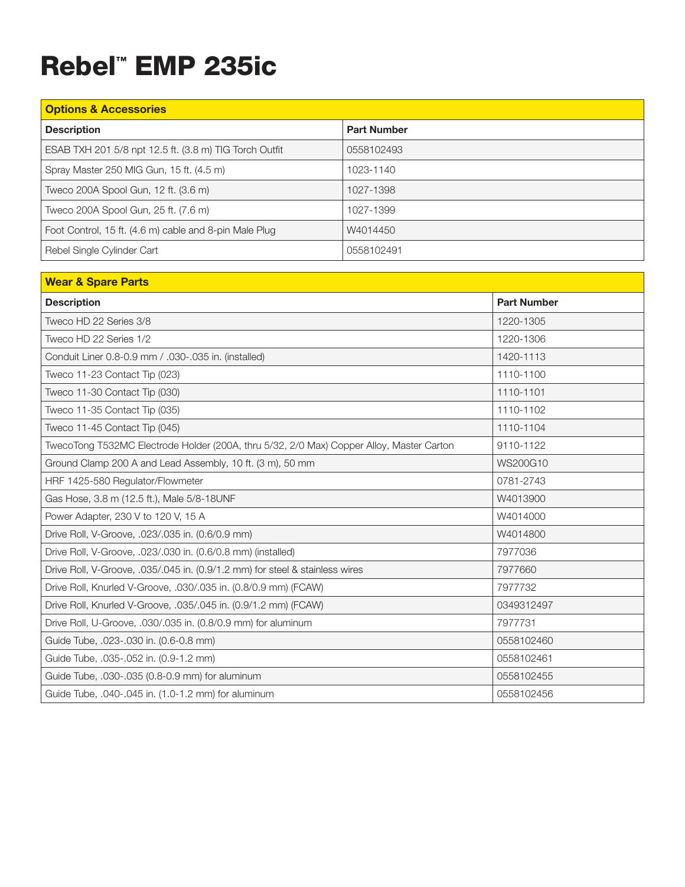# Rebel™ EMP 235ic

## Options & Accessories

| Description | Part Number |
|---|---|
| ESAB TXH 201 5/8 npt 12.5 ft. (3.8 m) TIG Torch Outfit | 0558102493 |
| Spray Master 250 MIG Gun, 15 ft. (4.5 m) | 1023-1140 |
| Tweco 200A Spool Gun, 12 ft. (3.6 m) | 1027-1398 |
| Tweco 200A Spool Gun, 25 ft. (7.6 m) | 1027-1399 |
| Foot Control, 15 ft. (4.6 m) cable and 8-pin Male Plug | W4014450 |
| Rebel Single Cylinder Cart | 0558102491 |

## Wear & Spare Parts

| Description | Part Number |
|---|---|
| Tweco HD 22 Series 3/8 | 1220-1305 |
| Tweco HD 22 Series 1/2 | 1220-1306 |
| Conduit Liner 0.8-0.9 mm / .030-.035 in. (installed) | 1420-1113 |
| Tweco 11-23 Contact Tip (023) | 1110-1100 |
| Tweco 11-30 Contact Tip (030) | 1110-1101 |
| Tweco 11-35 Contact Tip (035) | 1110-1102 |
| Tweco 11-45 Contact Tip (045) | 1110-1104 |
| TwecoTong T532MC Electrode Holder (200A, thru 5/32, 2/0 Max) Copper Alloy, Master Carton | 9110-1122 |
| Ground Clamp 200 A and Lead Assembly, 10 ft. (3 m), 50 mm | WS200G10 |
| HRF 1425-580 Regulator/Flowmeter | 0781-2743 |
| Gas Hose, 3.8 m (12.5 ft.), Male 5/8-18UNF | W4013900 |
| Power Adapter, 230 V to 120 V, 15 A | W4014000 |
| Drive Roll, V-Groove, .023/.035 in. (0.6/0.9 mm) | W4014800 |
| Drive Roll, V-Groove, .023/.030 in. (0.6/0.8 mm) (installed) | 7977036 |
| Drive Roll, V-Groove, .035/.045 in. (0.9/1.2 mm) for steel & stainless wires | 7977660 |
| Drive Roll, Knurled V-Groove, .030/.035 in. (0.8/0.9 mm) (FCAW) | 7977732 |
| Drive Roll, Knurled V-Groove, .035/.045 in. (0.9/1.2 mm) (FCAW) | 0349312497 |
| Drive Roll, U-Groove, .030/.035 in. (0.8/0.9 mm) for aluminum | 7977731 |
| Guide Tube, .023-.030 in. (0.6-0.8 mm) | 0558102460 |
| Guide Tube, .035-.052 in. (0.9-1.2 mm) | 0558102461 |
| Guide Tube, .030-.035 (0.8-0.9 mm) for aluminum | 0558102455 |
| Guide Tube, .040-.045 in. (1.0-1.2 mm) for aluminum | 0558102456 |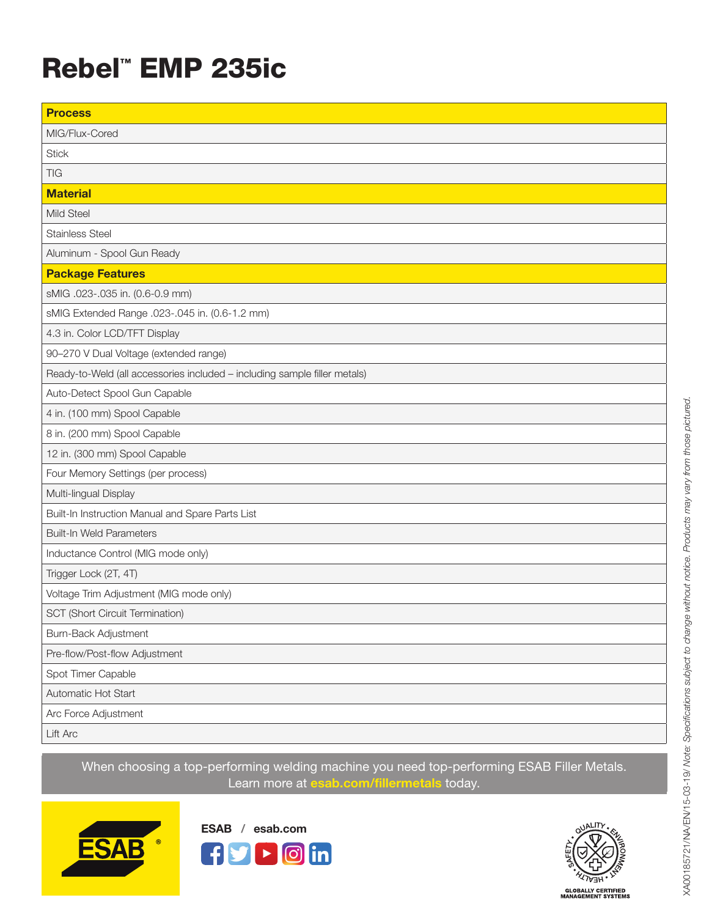# Rebel™ EMP 235ic

| |
|---|
| **Process** |
| MIG/Flux-Cored |
| Stick |
| TIG |
| **Material** |
| Mild Steel |
| Stainless Steel |
| Aluminum - Spool Gun Ready |
| **Package Features** |
| sMIG .023-.035 in. (0.6-0.9 mm) |
| sMIG Extended Range .023-.045 in. (0.6-1.2 mm) |
| 4.3 in. Color LCD/TFT Display |
| 90–270 V Dual Voltage (extended range) |
| Ready-to-Weld (all accessories included – including sample filler metals) |
| Auto-Detect Spool Gun Capable |
| 4 in. (100 mm) Spool Capable |
| 8 in. (200 mm) Spool Capable |
| 12 in. (300 mm) Spool Capable |
| Four Memory Settings (per process) |
| Multi-lingual Display |
| Built-In Instruction Manual and Spare Parts List |
| Built-In Weld Parameters |
| Inductance Control (MIG mode only) |
| Trigger Lock (2T, 4T) |
| Voltage Trim Adjustment (MIG mode only) |
| SCT (Short Circuit Termination) |
| Burn-Back Adjustment |
| Pre-flow/Post-flow Adjustment |
| Spot Timer Capable |
| Automatic Hot Start |
| Arc Force Adjustment |
| Lift Arc |

When choosing a top-performing welding machine you need top-performing ESAB Filler Metals. Learn more at **esab.com/fillermetals** today.

ESAB / esab.com

QUALITY • ENVIRONMENT • HEALTH • SAFETY

GLOBALLY CERTIFIED MANAGEMENT SYSTEMS

XA00185721/NA/EN/15-03-19/ *Note: Specifications subject to change without notice. Products may vary from those pictured.*